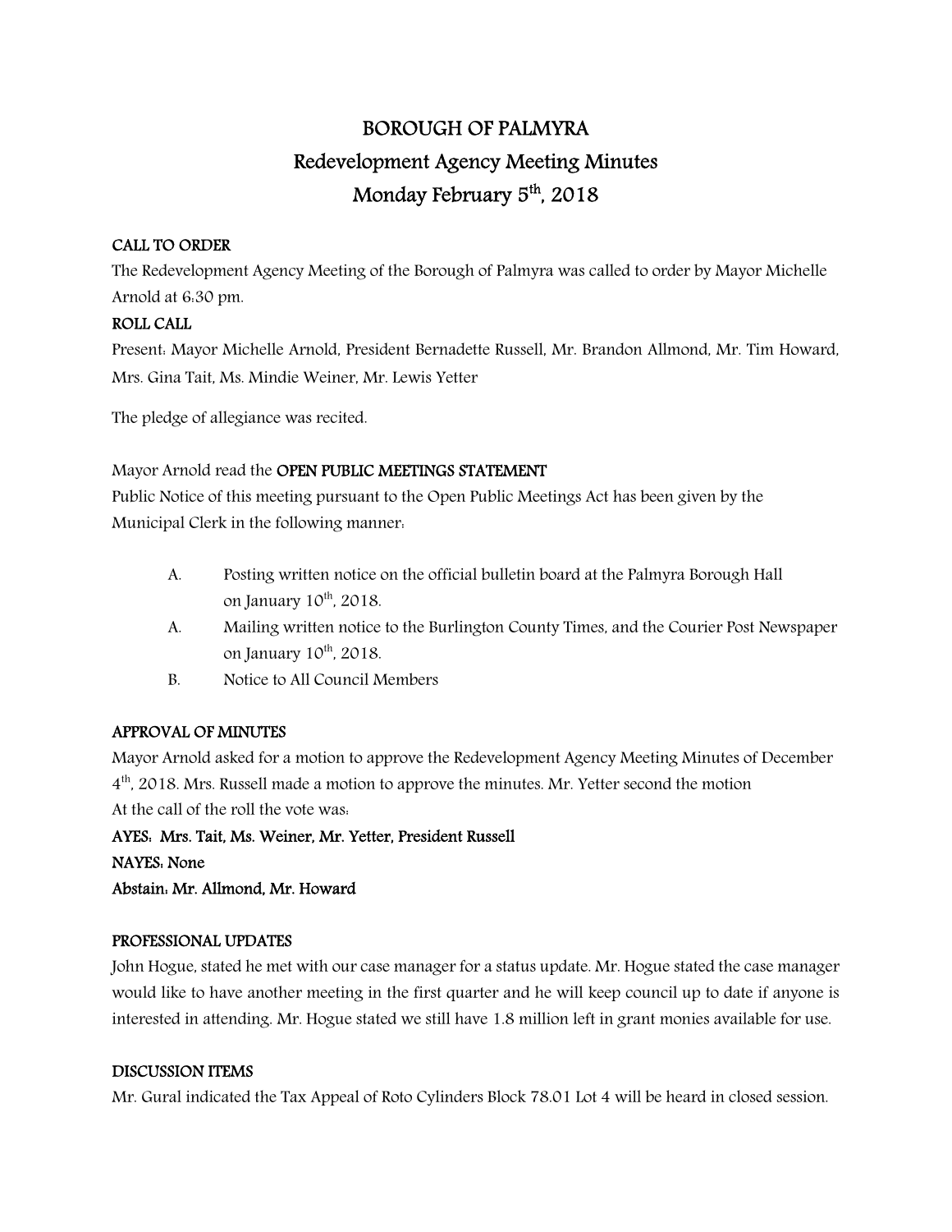# BOROUGH OF PALMYRA

## Redevelopment Agency Meeting Minutes

## Monday February 5th, 2018

**CALL TO ORDER**

The Redevelopment Agency Meeting of the Borough of Palmyra was called to order by Mayor Michelle Arnold at 6:30 pm.

**ROLL CALL**

Present: Mayor Michelle Arnold, President Bernadette Russell, Mr. Brandon Allmond, Mr. Tim Howard, Mrs. Gina Tait, Ms. Mindie Weiner, Mr. Lewis Yetter

The pledge of allegiance was recited.

Mayor Arnold read the **OPEN PUBLIC MEETINGS STATEMENT**

Public Notice of this meeting pursuant to the Open Public Meetings Act has been given by the Municipal Clerk in the following manner:

A. Posting written notice on the official bulletin board at the Palmyra Borough Hall on January 10th, 2018.

A. Mailing written notice to the Burlington County Times, and the Courier Post Newspaper on January 10th, 2018.

B. Notice to All Council Members

**APPROVAL OF MINUTES**

Mayor Arnold asked for a motion to approve the Redevelopment Agency Meeting Minutes of December 4th, 2018. Mrs. Russell made a motion to approve the minutes. Mr. Yetter second the motion

At the call of the roll the vote was:

**AYES: Mrs. Tait, Ms. Weiner, Mr. Yetter, President Russell**

**NAYES: None**

**Abstain: Mr. Allmond, Mr. Howard**

**PROFESSIONAL UPDATES**

John Hogue, stated he met with our case manager for a status update. Mr. Hogue stated the case manager would like to have another meeting in the first quarter and he will keep council up to date if anyone is interested in attending. Mr. Hogue stated we still have 1.8 million left in grant monies available for use.

**DISCUSSION ITEMS**

Mr. Gural indicated the Tax Appeal of Roto Cylinders Block 78.01 Lot 4 will be heard in closed session.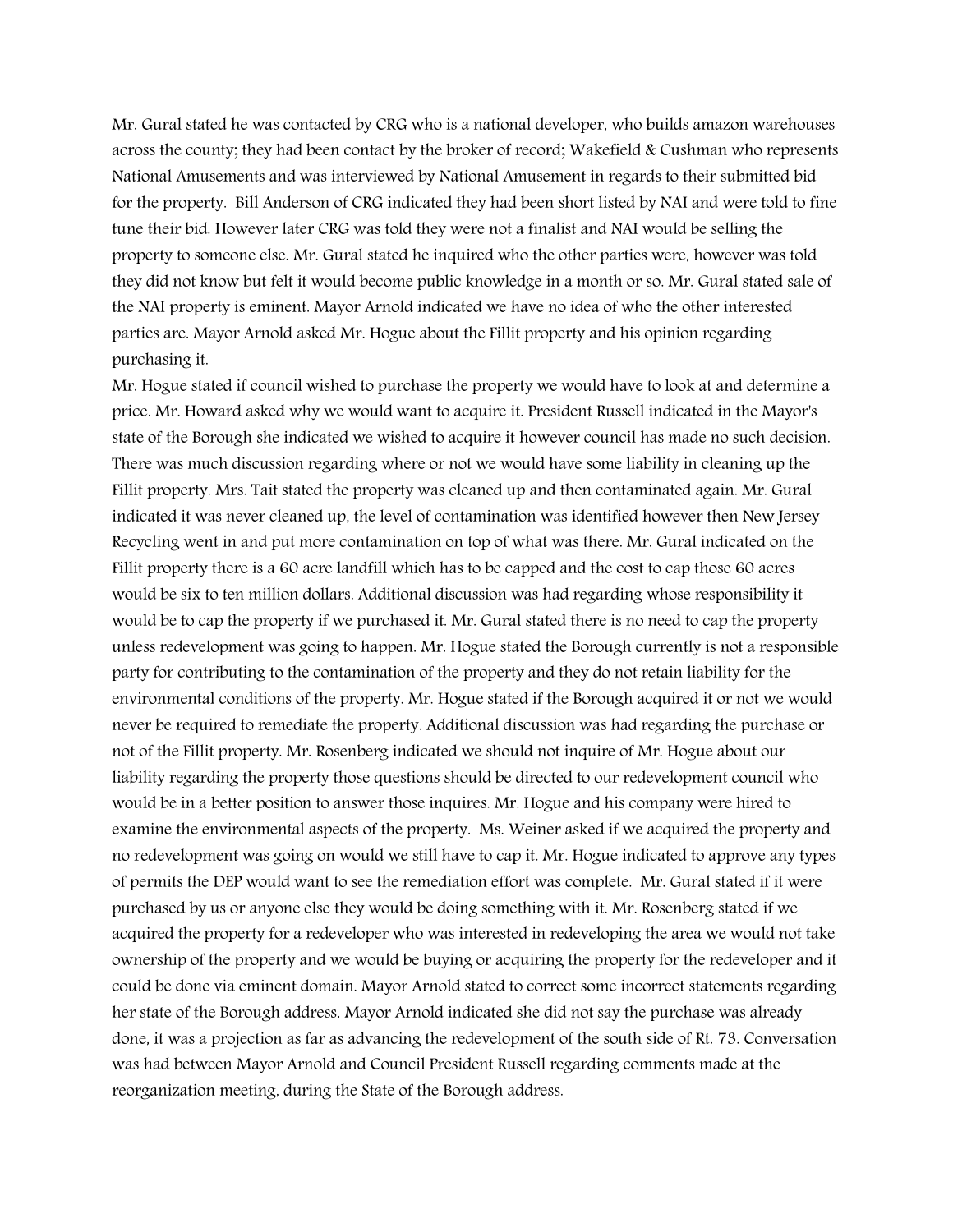Mr. Gural stated he was contacted by CRG who is a national developer, who builds amazon warehouses across the county; they had been contact by the broker of record; Wakefield & Cushman who represents National Amusements and was interviewed by National Amusement in regards to their submitted bid for the property. Bill Anderson of CRG indicated they had been short listed by NAI and were told to fine tune their bid. However later CRG was told they were not a finalist and NAI would be selling the property to someone else. Mr. Gural stated he inquired who the other parties were, however was told they did not know but felt it would become public knowledge in a month or so. Mr. Gural stated sale of the NAI property is eminent. Mayor Arnold indicated we have no idea of who the other interested parties are. Mayor Arnold asked Mr. Hogue about the Fillit property and his opinion regarding purchasing it.

Mr. Hogue stated if council wished to purchase the property we would have to look at and determine a price. Mr. Howard asked why we would want to acquire it. President Russell indicated in the Mayor's state of the Borough she indicated we wished to acquire it however council has made no such decision. There was much discussion regarding where or not we would have some liability in cleaning up the Fillit property. Mrs. Tait stated the property was cleaned up and then contaminated again. Mr. Gural indicated it was never cleaned up, the level of contamination was identified however then New Jersey Recycling went in and put more contamination on top of what was there. Mr. Gural indicated on the Fillit property there is a 60 acre landfill which has to be capped and the cost to cap those 60 acres would be six to ten million dollars. Additional discussion was had regarding whose responsibility it would be to cap the property if we purchased it. Mr. Gural stated there is no need to cap the property unless redevelopment was going to happen. Mr. Hogue stated the Borough currently is not a responsible party for contributing to the contamination of the property and they do not retain liability for the environmental conditions of the property. Mr. Hogue stated if the Borough acquired it or not we would never be required to remediate the property. Additional discussion was had regarding the purchase or not of the Fillit property. Mr. Rosenberg indicated we should not inquire of Mr. Hogue about our liability regarding the property those questions should be directed to our redevelopment council who would be in a better position to answer those inquires. Mr. Hogue and his company were hired to examine the environmental aspects of the property. Ms. Weiner asked if we acquired the property and no redevelopment was going on would we still have to cap it. Mr. Hogue indicated to approve any types of permits the DEP would want to see the remediation effort was complete. Mr. Gural stated if it were purchased by us or anyone else they would be doing something with it. Mr. Rosenberg stated if we acquired the property for a redeveloper who was interested in redeveloping the area we would not take ownership of the property and we would be buying or acquiring the property for the redeveloper and it could be done via eminent domain. Mayor Arnold stated to correct some incorrect statements regarding her state of the Borough address, Mayor Arnold indicated she did not say the purchase was already done, it was a projection as far as advancing the redevelopment of the south side of Rt. 73. Conversation was had between Mayor Arnold and Council President Russell regarding comments made at the reorganization meeting, during the State of the Borough address.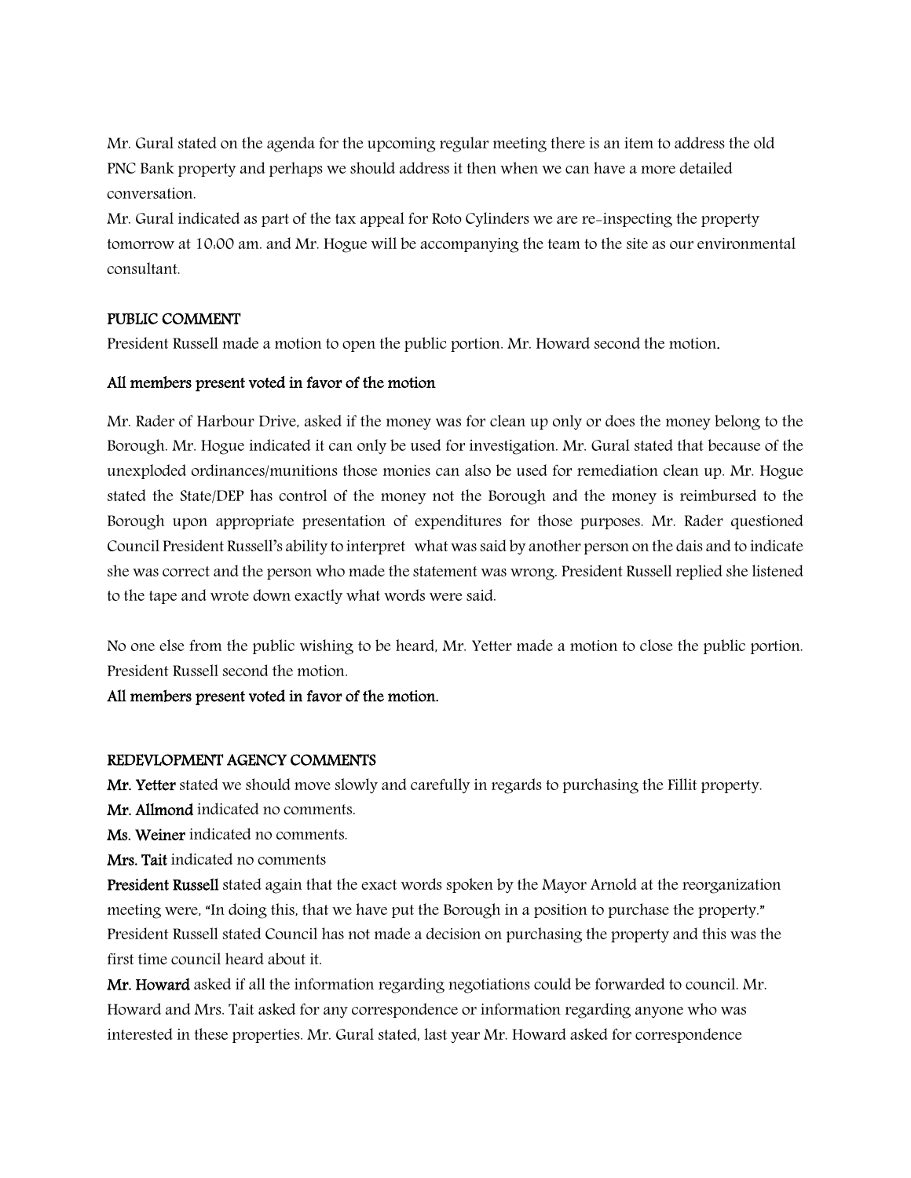Mr. Gural stated on the agenda for the upcoming regular meeting there is an item to address the old PNC Bank property and perhaps we should address it then when we can have a more detailed conversation.

Mr. Gural indicated as part of the tax appeal for Roto Cylinders we are re-inspecting the property tomorrow at 10:00 am. and Mr. Hogue will be accompanying the team to the site as our environmental consultant.

**PUBLIC COMMENT**

President Russell made a motion to open the public portion. Mr. Howard second the motion.

**All members present voted in favor of the motion**

Mr. Rader of Harbour Drive, asked if the money was for clean up only or does the money belong to the Borough. Mr. Hogue indicated it can only be used for investigation. Mr. Gural stated that because of the unexploded ordinances/munitions those monies can also be used for remediation clean up. Mr. Hogue stated the State/DEP has control of the money not the Borough and the money is reimbursed to the Borough upon appropriate presentation of expenditures for those purposes. Mr. Rader questioned Council President Russell's ability to interpret what was said by another person on the dais and to indicate she was correct and the person who made the statement was wrong. President Russell replied she listened to the tape and wrote down exactly what words were said.

No one else from the public wishing to be heard, Mr. Yetter made a motion to close the public portion. President Russell second the motion.

**All members present voted in favor of the motion.**

**REDEVLOPMENT AGENCY COMMENTS**

**Mr. Yetter** stated we should move slowly and carefully in regards to purchasing the Fillit property.

**Mr. Allmond** indicated no comments.

**Ms. Weiner** indicated no comments.

**Mrs. Tait** indicated no comments

**President Russell** stated again that the exact words spoken by the Mayor Arnold at the reorganization meeting were, "In doing this, that we have put the Borough in a position to purchase the property." President Russell stated Council has not made a decision on purchasing the property and this was the first time council heard about it.

**Mr. Howard** asked if all the information regarding negotiations could be forwarded to council. Mr. Howard and Mrs. Tait asked for any correspondence or information regarding anyone who was interested in these properties. Mr. Gural stated, last year Mr. Howard asked for correspondence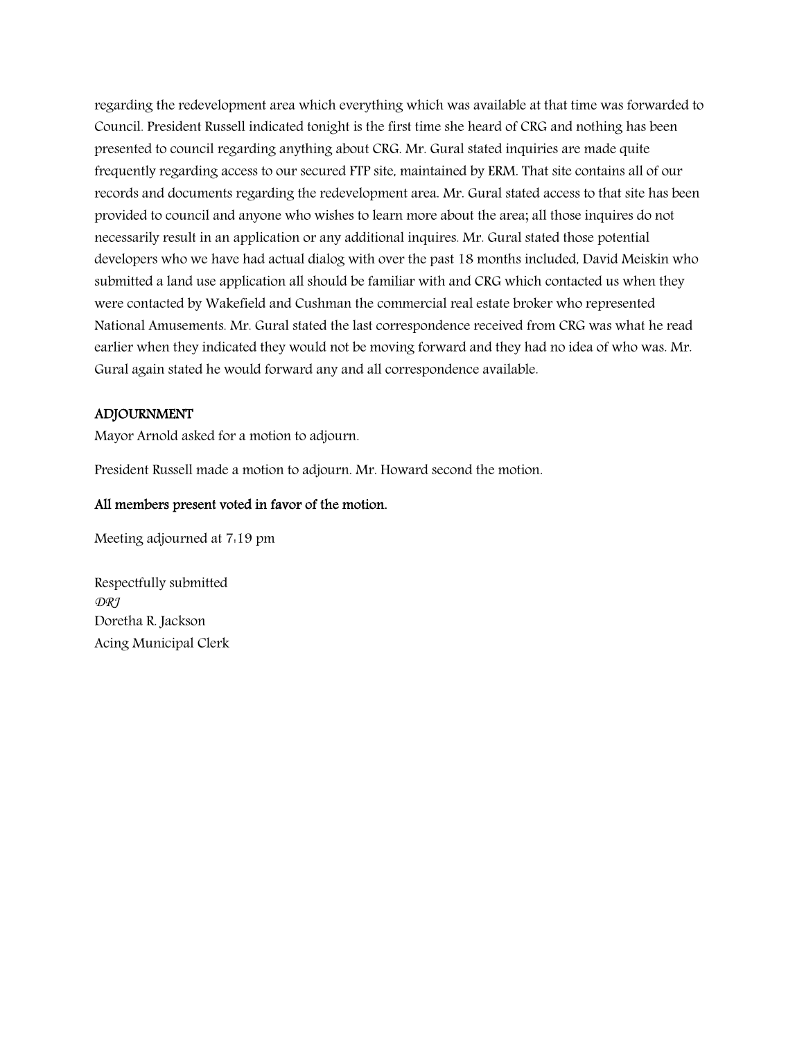regarding the redevelopment area which everything which was available at that time was forwarded to Council. President Russell indicated tonight is the first time she heard of CRG and nothing has been presented to council regarding anything about CRG. Mr. Gural stated inquiries are made quite frequently regarding access to our secured FTP site, maintained by ERM. That site contains all of our records and documents regarding the redevelopment area. Mr. Gural stated access to that site has been provided to council and anyone who wishes to learn more about the area; all those inquires do not necessarily result in an application or any additional inquires. Mr. Gural stated those potential developers who we have had actual dialog with over the past 18 months included, David Meiskin who submitted a land use application all should be familiar with and CRG which contacted us when they were contacted by Wakefield and Cushman the commercial real estate broker who represented National Amusements. Mr. Gural stated the last correspondence received from CRG was what he read earlier when they indicated they would not be moving forward and they had no idea of who was. Mr. Gural again stated he would forward any and all correspondence available.

**ADJOURNMENT**

Mayor Arnold asked for a motion to adjourn.

President Russell made a motion to adjourn. Mr. Howard second the motion.

**All members present voted in favor of the motion.**

Meeting adjourned at 7:19 pm

Respectfully submitted
*DRJ*
Doretha R. Jackson
Acing Municipal Clerk